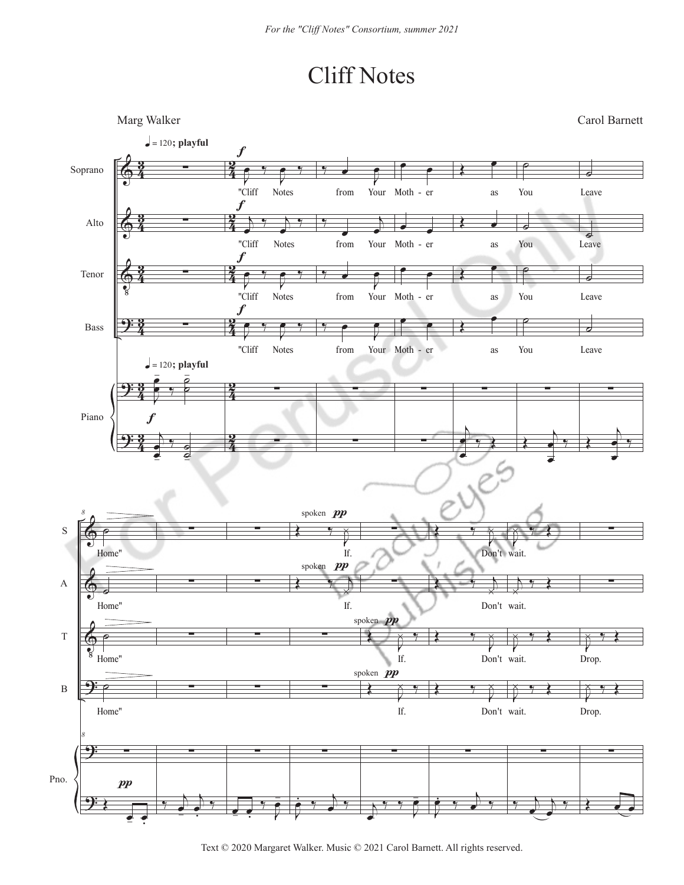*For the "Cliff Notes" Consortium, summer 2021*

# Cliff Notes

Marg Walker

Carol Barnett

♩ = 120; **playful**

Soprano, Alto, Tenor, Bass: *f* "Cliff Notes from Your Moth - er as You Leave Home"

Soprano, Alto: spoken *pp* If. Don't wait.

Tenor, Bass: spoken *pp* If. Don't wait. Drop.

Piano: ♩ = 120; **playful** *f* ... *pp*

Text © 2020 Margaret Walker. Music © 2021 Carol Barnett. All rights reserved.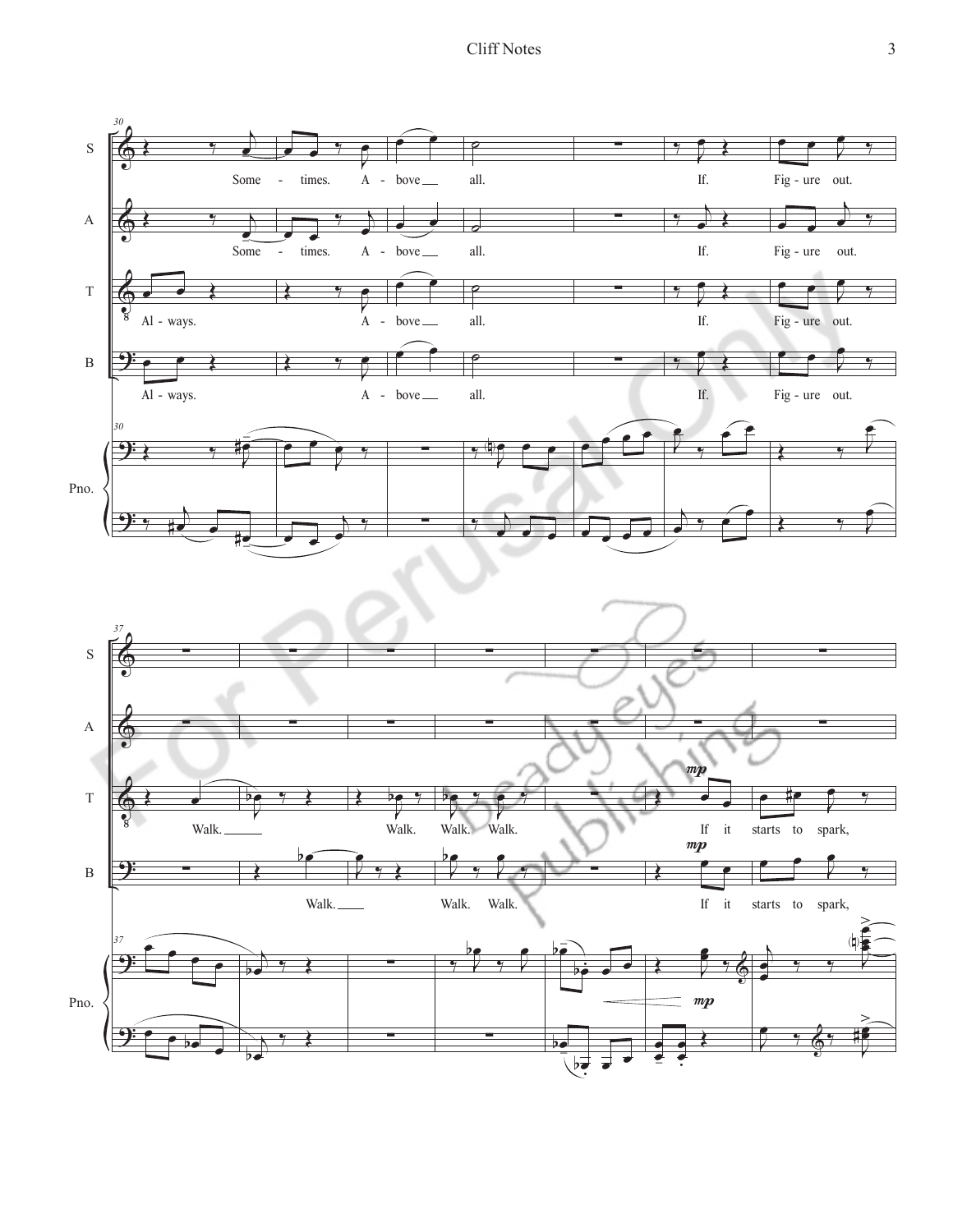S: Some - times. A - bove all. If. Fig - ure out.

A: Some - times. A - bove all. If. Fig - ure out.

T: Al - ways. A - bove all. If. Fig - ure out.

B: Al - ways. A - bove all. If. Fig - ure out.

Pno.

T: Walk. Walk. Walk. Walk. *mp* If it starts to spark,

B: Walk. Walk. Walk. *mp* If it starts to spark,

Pno. *mp*

For Perusal Only

beady eyes publishing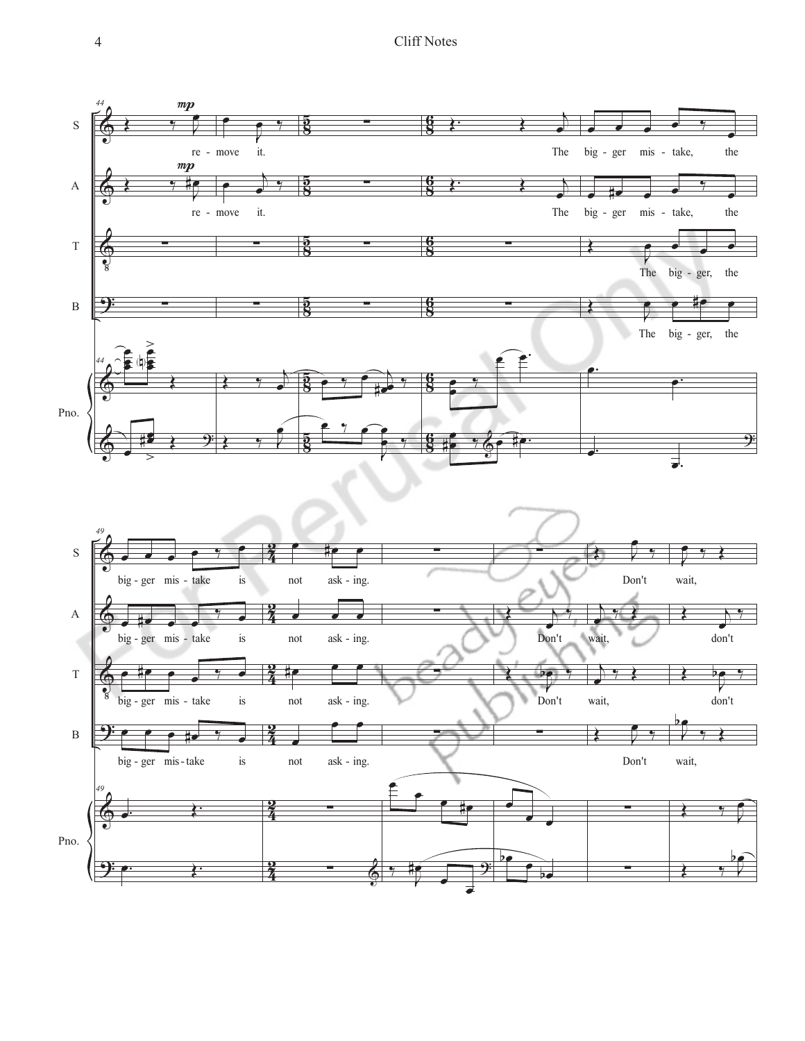**S:** re - move it. The big - ger mis - take, the big - ger mis - take is not ask - ing. Don't wait,

**A:** re - move it. The big - ger mis - take, the big - ger mis - take is not ask - ing. Don't wait, don't

**T:** The big - ger, the big - ger mis - take is not ask - ing. Don't wait, don't

**B:** The big - ger, the big - ger mis - take is not ask - ing. Don't wait,

**Pno.**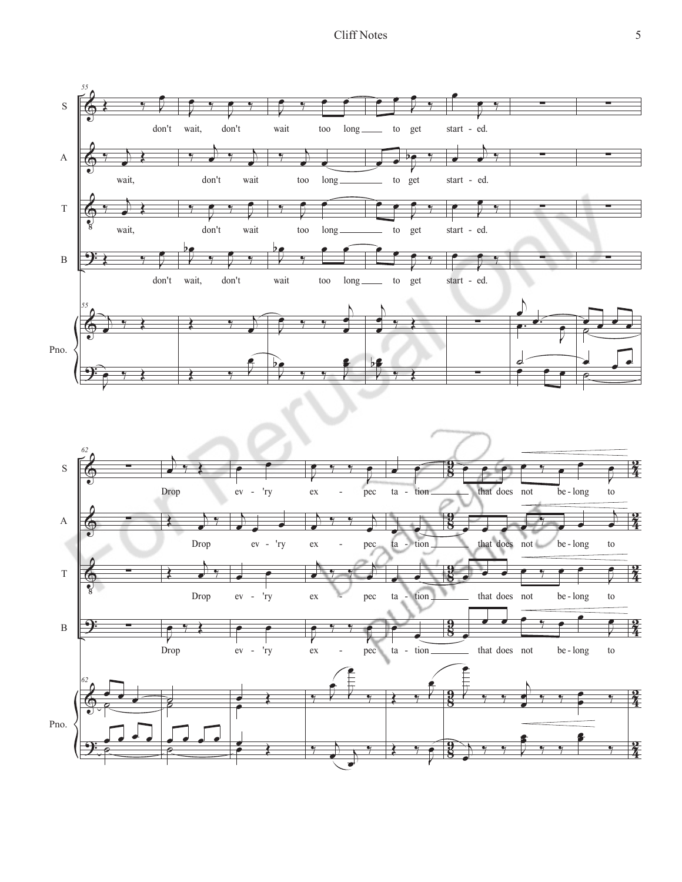S: don't wait, don't wait too long to get start - ed.

A: wait, don't wait too long to get start - ed.

T: wait, don't wait too long to get start - ed.

B: don't wait, don't wait too long to get start - ed.

Pno.

S: Drop ev - 'ry ex - pec ta - tion that does not be - long to

A: Drop ev - 'ry ex - pec ta - tion that does not be - long to

T: Drop ev - 'ry ex - pec ta - tion that does not be - long to

B: Drop ev - 'ry ex - pec ta - tion that does not be - long to

Pno.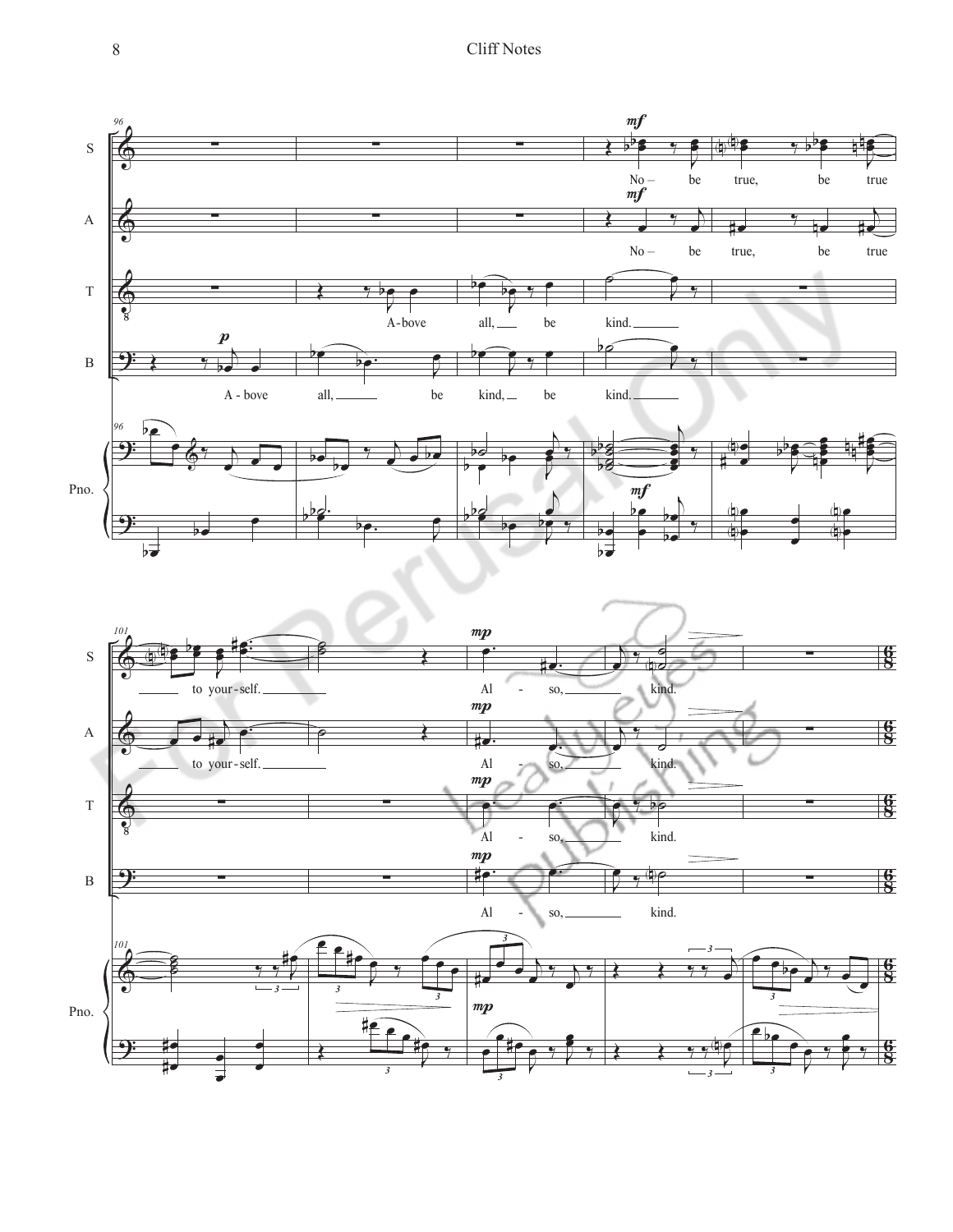S: No – be true, be true to your-self. Al - so, kind.

A: No – be true, be true to your-self. Al - so, kind.

T: A-bove all, be kind. Al - so, kind.

B: A - bove all, be kind, be kind. Al - so, kind.

Pno.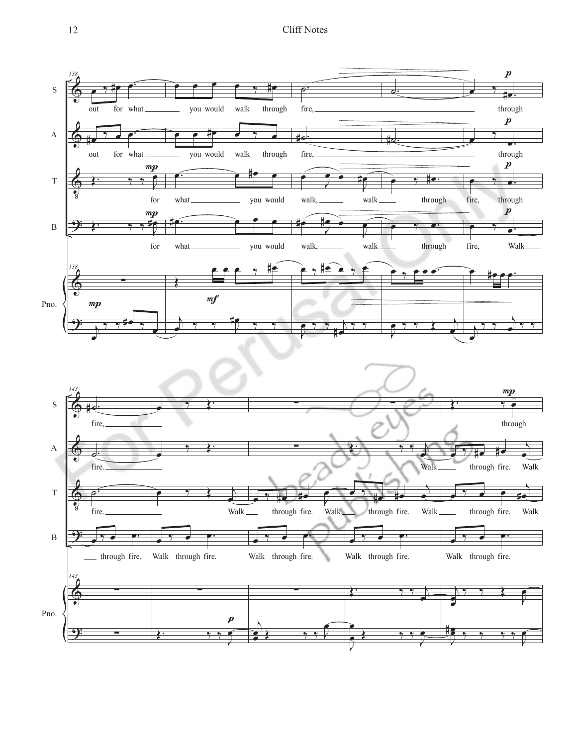S: out for what you would walk through fire, through fire,

A: out for what you would walk through fire, through fire.

T: for what you would walk, walk through fire, through fire. Walk through fire. Walk through fire. Walk through fire. Walk

B: for what you would walk, walk through fire, Walk through fire. Walk through fire. Walk through fire. Walk through fire. Walk through fire.

S: through

A: Walk through fire. Walk

Pno.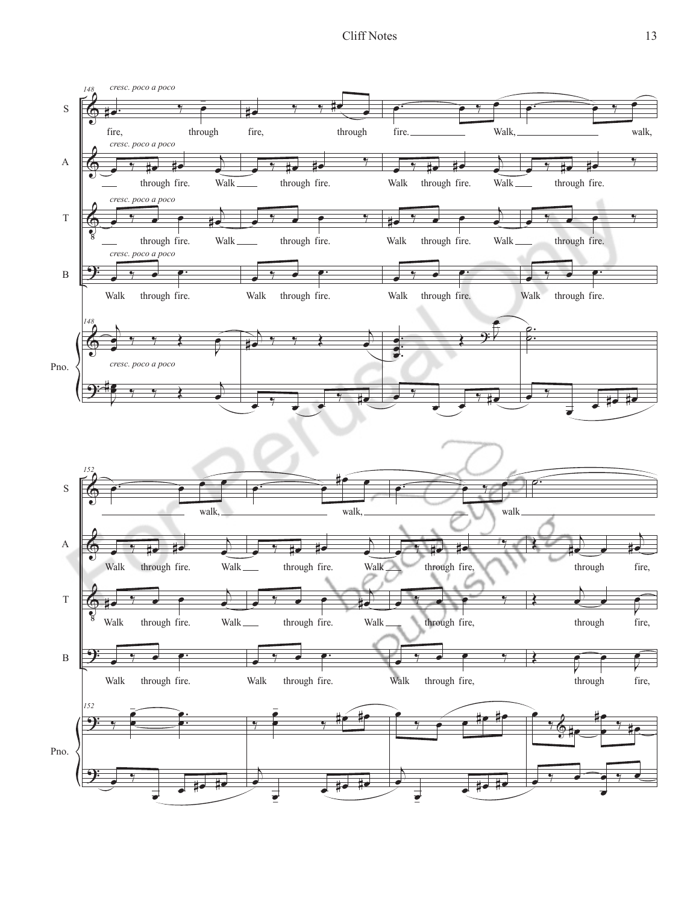*cresc. poco a poco*

**S:** fire, through fire, through fire. Walk, walk, walk, walk, walk

**A:** through fire. Walk through fire. Walk through fire. Walk through fire. Walk through fire. Walk through fire. Walk through fire, through fire,

**T:** through fire. Walk through fire. Walk through fire. Walk through fire. Walk through fire. Walk through fire. Walk through fire, through fire,

**B:** Walk through fire. Walk through fire. Walk through fire. Walk through fire. Walk through fire. Walk through fire. Walk through fire, through fire,

**Pno.** *cresc. poco a poco*